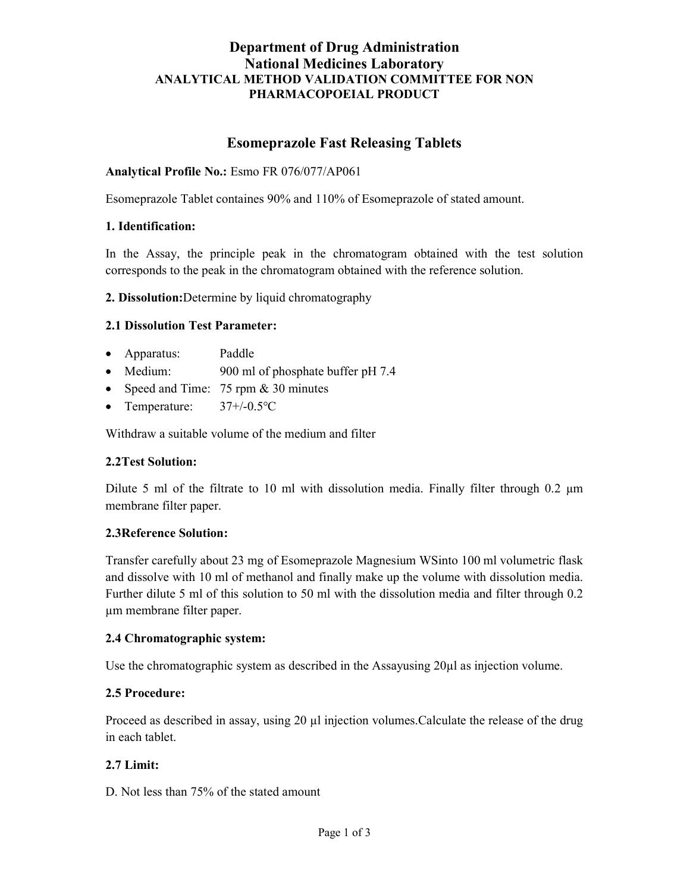# Department of Drug Administration
# National Medicines Laboratory
## ANALYTICAL METHOD VALIDATION COMMITTEE FOR NON PHARMACOPOEIAL PRODUCT

## Esomeprazole Fast Releasing Tablets

**Analytical Profile No.:** Esmo FR 076/077/AP061

Esomeprazole Tablet containes 90% and 110% of Esomeprazole of stated amount.

### 1. Identification:

In the Assay, the principle peak in the chromatogram obtained with the test solution corresponds to the peak in the chromatogram obtained with the reference solution.

### 2. Dissolution:Determine by liquid chromatography

### 2.1 Dissolution Test Parameter:

- Apparatus: Paddle
- Medium: 900 ml of phosphate buffer pH 7.4
- Speed and Time: 75 rpm & 30 minutes
- Temperature: 37+/-0.5°C

Withdraw a suitable volume of the medium and filter

### 2.2Test Solution:

Dilute 5 ml of the filtrate to 10 ml with dissolution media. Finally filter through 0.2 µm membrane filter paper.

### 2.3Reference Solution:

Transfer carefully about 23 mg of Esomeprazole Magnesium WSinto 100 ml volumetric flask and dissolve with 10 ml of methanol and finally make up the volume with dissolution media. Further dilute 5 ml of this solution to 50 ml with the dissolution media and filter through 0.2 µm membrane filter paper.

### 2.4 Chromatographic system:

Use the chromatographic system as described in the Assayusing 20µl as injection volume.

### 2.5 Procedure:

Proceed as described in assay, using 20 µl injection volumes.Calculate the release of the drug in each tablet.

### 2.7 Limit:

D. Not less than 75% of the stated amount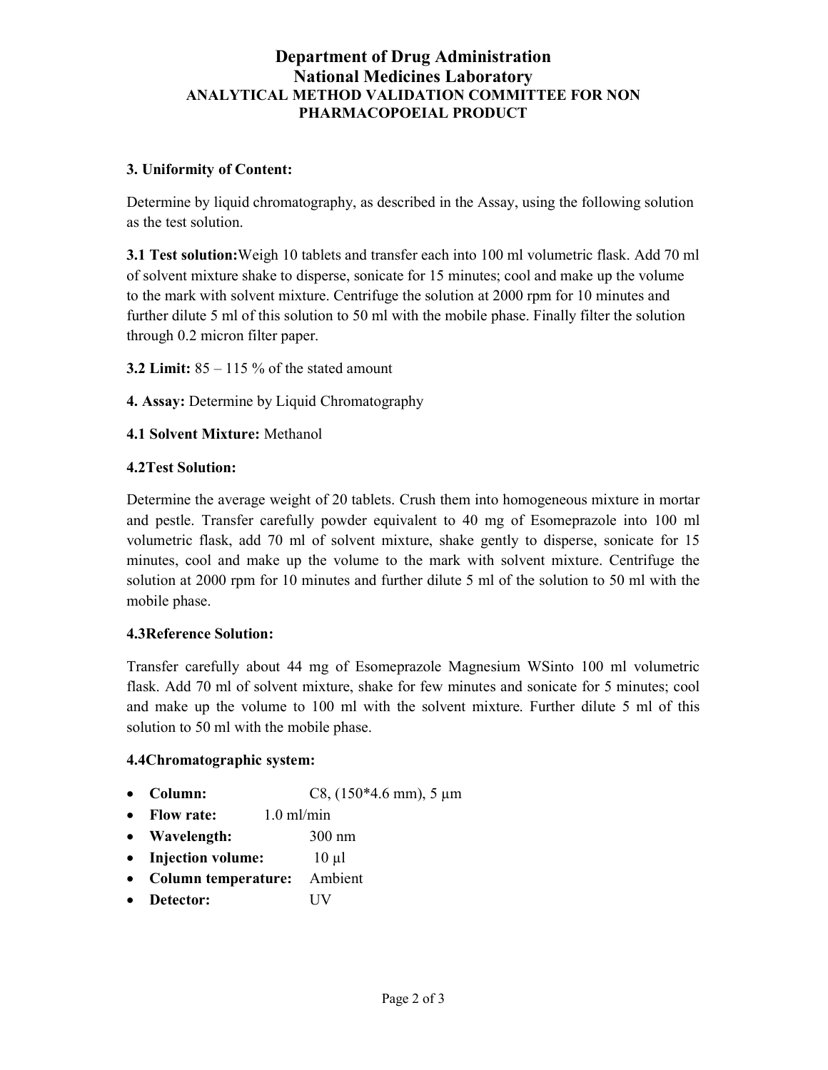# Department of Drug Administration
# National Medicines Laboratory
## ANALYTICAL METHOD VALIDATION COMMITTEE FOR NON PHARMACOPOEIAL PRODUCT

**3. Uniformity of Content:**

Determine by liquid chromatography, as described in the Assay, using the following solution as the test solution.

**3.1 Test solution:**Weigh 10 tablets and transfer each into 100 ml volumetric flask. Add 70 ml of solvent mixture shake to disperse, sonicate for 15 minutes; cool and make up the volume to the mark with solvent mixture. Centrifuge the solution at 2000 rpm for 10 minutes and further dilute 5 ml of this solution to 50 ml with the mobile phase. Finally filter the solution through 0.2 micron filter paper.

**3.2 Limit:** 85 – 115 % of the stated amount

**4. Assay:** Determine by Liquid Chromatography

**4.1 Solvent Mixture:** Methanol

**4.2Test Solution:**

Determine the average weight of 20 tablets. Crush them into homogeneous mixture in mortar and pestle. Transfer carefully powder equivalent to 40 mg of Esomeprazole into 100 ml volumetric flask, add 70 ml of solvent mixture, shake gently to disperse, sonicate for 15 minutes, cool and make up the volume to the mark with solvent mixture. Centrifuge the solution at 2000 rpm for 10 minutes and further dilute 5 ml of the solution to 50 ml with the mobile phase.

**4.3Reference Solution:**

Transfer carefully about 44 mg of Esomeprazole Magnesium WSinto 100 ml volumetric flask. Add 70 ml of solvent mixture, shake for few minutes and sonicate for 5 minutes; cool and make up the volume to 100 ml with the solvent mixture. Further dilute 5 ml of this solution to 50 ml with the mobile phase.

**4.4Chromatographic system:**

- **Column:** C8, (150*4.6 mm), 5 µm
- **Flow rate:** 1.0 ml/min
- **Wavelength:** 300 nm
- **Injection volume:** 10 µl
- **Column temperature:** Ambient
- **Detector:** UV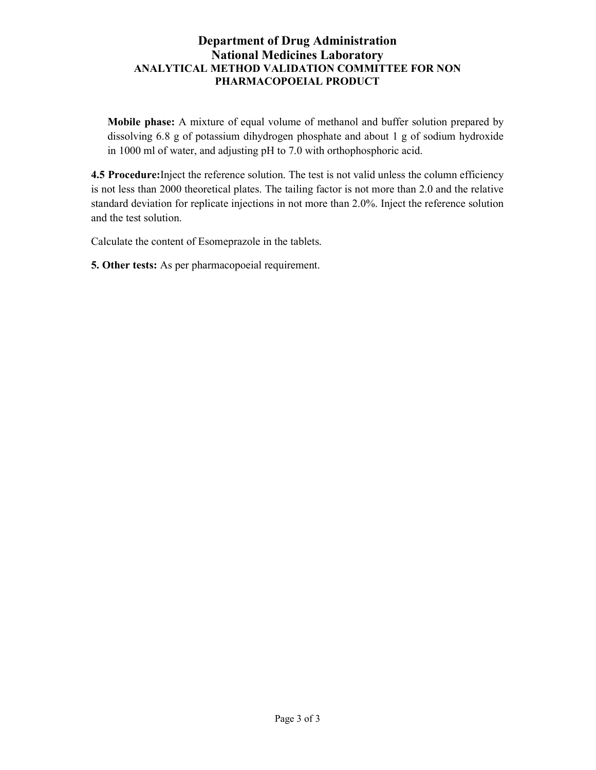**Mobile phase:** A mixture of equal volume of methanol and buffer solution prepared by dissolving 6.8 g of potassium dihydrogen phosphate and about 1 g of sodium hydroxide in 1000 ml of water, and adjusting pH to 7.0 with orthophosphoric acid.

**4.5 Procedure:**Inject the reference solution. The test is not valid unless the column efficiency is not less than 2000 theoretical plates. The tailing factor is not more than 2.0 and the relative standard deviation for replicate injections in not more than 2.0%. Inject the reference solution and the test solution.

Calculate the content of Esomeprazole in the tablets.

**5. Other tests:** As per pharmacopoeial requirement.